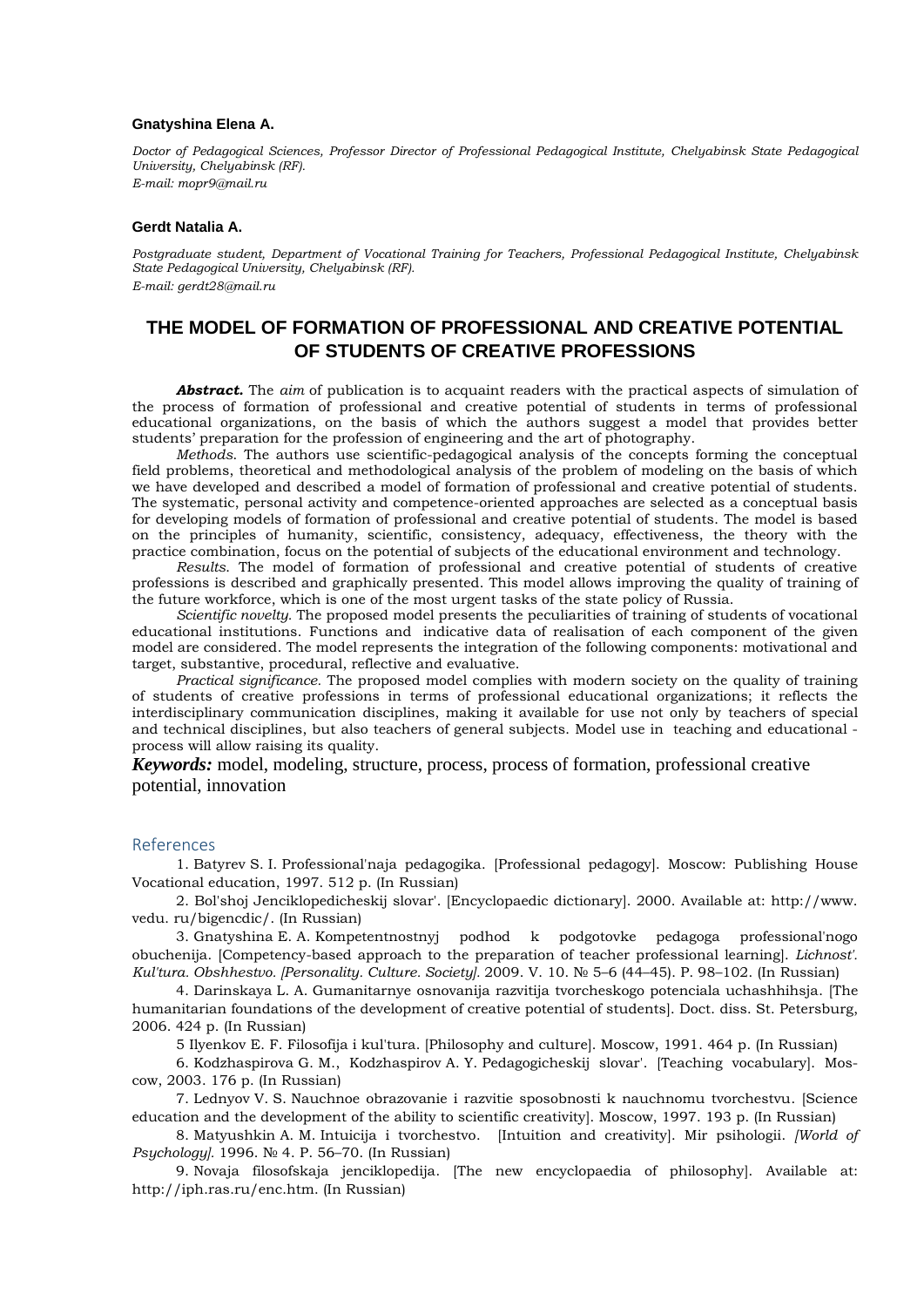**Gnatyshina Elena A.**

*Doctor of Pedagogical Sciences, Professor Director of Professional Pedagogical Institute, Chelyabinsk State Pedagogical University, Chelyabinsk (RF).*

*E-mail: mopr9@mail.ru*

**Gerdt Natalia A.**

*Postgraduate student, Department of Vocational Training for Teachers, Professional Pedagogical Institute, Chelyabinsk State Pedagogical University, Chelyabinsk (RF).*

*E-mail: gerdt28@mail.ru*

# THE MODEL OF FORMATION OF PROFESSIONAL AND CREATIVE POTENTIAL OF STUDENTS OF CREATIVE PROFESSIONS

***Abstract.*** The *aim* of publication is to acquaint readers with the practical aspects of simulation of the process of formation of professional and creative potential of students in terms of professional educational organizations, on the basis of which the authors suggest a model that provides better students' preparation for the profession of engineering and the art of photography.

*Methods.* The authors use scientific-pedagogical analysis of the concepts forming the conceptual field problems, theoretical and methodological analysis of the problem of modeling on the basis of which we have developed and described a model of formation of professional and creative potential of students. The systematic, personal activity and competence-oriented approaches are selected as a conceptual basis for developing models of formation of professional and creative potential of students. The model is based on the principles of humanity, scientific, consistency, adequacy, effectiveness, the theory with the practice combination, focus on the potential of subjects of the educational environment and technology.

*Results.* The model of formation of professional and creative potential of students of creative professions is described and graphically presented. This model allows improving the quality of training of the future workforce, which is one of the most urgent tasks of the state policy of Russia.

*Scientific novelty.* The proposed model presents the peculiarities of training of students of vocational educational institutions. Functions and indicative data of realisation of each component of the given model are considered. The model represents the integration of the following components: motivational and target, substantive, procedural, reflective and evaluative.

*Practical significance.* The proposed model complies with modern society on the quality of training of students of creative professions in terms of professional educational organizations; it reflects the interdisciplinary communication disciplines, making it available for use not only by teachers of special and technical disciplines, but also teachers of general subjects. Model use in teaching and educational - process will allow raising its quality.

***Keywords:*** model, modeling, structure, process, process of formation, professional creative potential, innovation

## References

1. Batyrev S. I. Professional'naja pedagogika. [Professional pedagogy]. Moscow: Publishing House Vocational education, 1997. 512 p. (In Russian)

2. Bol'shoj Jenciklopedicheskij slovar'. [Encyclopaedic dictionary]. 2000. Available at: http://www.vedu.ru/bigencdic/. (In Russian)

3. Gnatyshina E. A. Kompetentnostnyj podhod k podgotovke pedagoga professional'nogo obuchenija. [Competency-based approach to the preparation of teacher professional learning]. *Lichnost'. Kul'tura. Obshhestvo. [Personality. Culture. Society].* 2009. V. 10. № 5–6 (44–45). P. 98–102. (In Russian)

4. Darinskaya L. A. Gumanitarnye osnovanija razvitija tvorcheskogo potenciala uchashhihsja. [The humanitarian foundations of the development of creative potential of students]. Doct. diss. St. Petersburg, 2006. 424 p. (In Russian)

5 Ilyenkov E. F. Filosofija i kul'tura. [Philosophy and culture]. Moscow, 1991. 464 p. (In Russian)

6. Kodzhaspirova G. M., Kodzhaspirov A. Y. Pedagogicheskij slovar'. [Teaching vocabulary]. Moscow, 2003. 176 p. (In Russian)

7. Lednyov V. S. Nauchnoe obrazovanie i razvitie sposobnosti k nauchnomu tvorchestvu. [Science education and the development of the ability to scientific creativity]. Moscow, 1997. 193 p. (In Russian)

8. Matyushkin A. M. Intuicija i tvorchestvo. [Intuition and creativity]. Mir psihologii. *[World of Psychology].* 1996. № 4. P. 56–70. (In Russian)

9. Novaja filosofskaja jenciklopedija. [The new encyclopaedia of philosophy]. Available at: http://iph.ras.ru/enc.htm. (In Russian)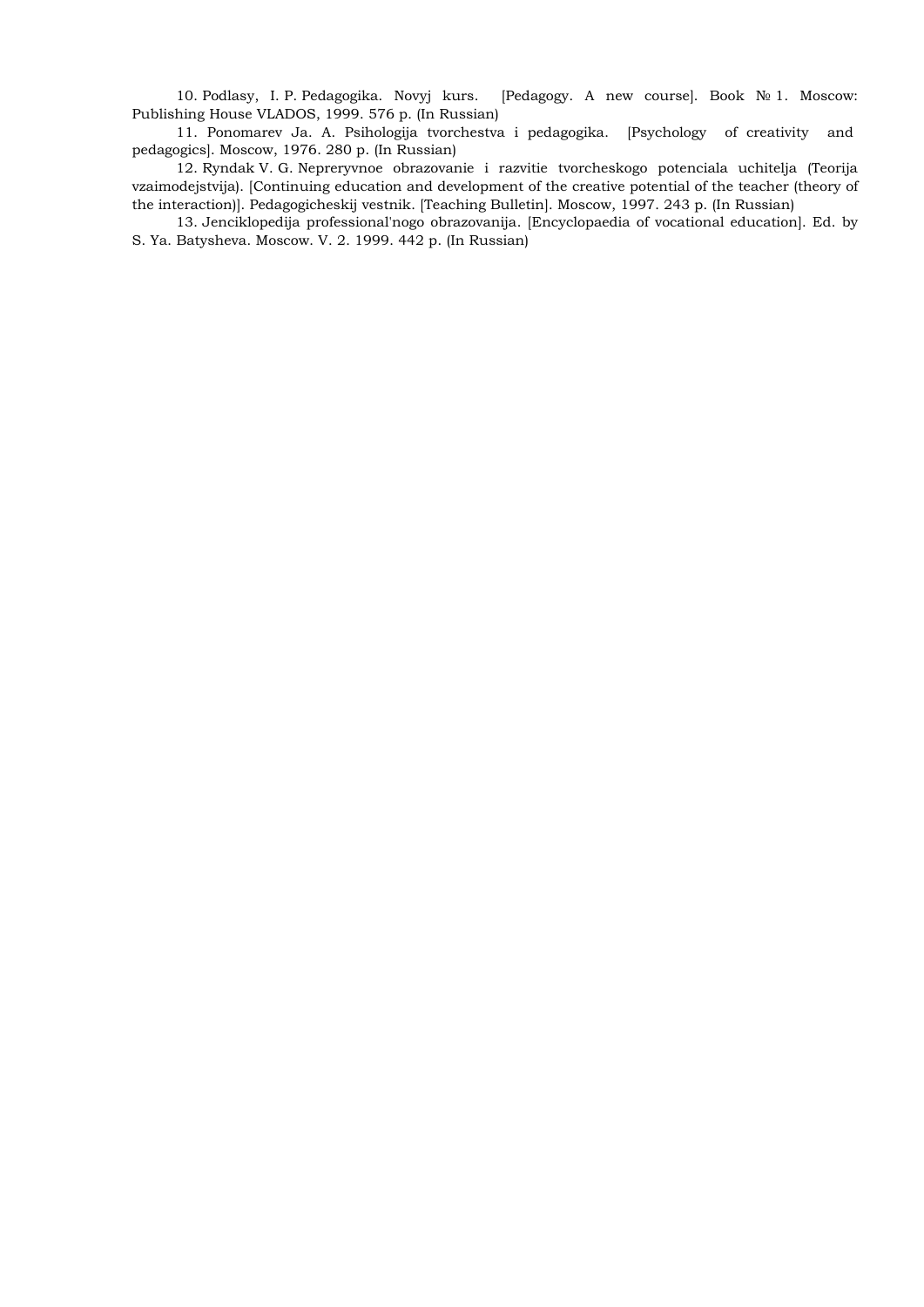10. Podlasy, I. P. Pedagogika. Novyj kurs. [Pedagogy. A new course]. Book № 1. Moscow: Publishing House VLADOS, 1999. 576 p. (In Russian)

11. Ponomarev Ja. A. Psihologija tvorchestva i pedagogika. [Psychology of creativity and pedagogics]. Moscow, 1976. 280 p. (In Russian)

12. Ryndak V. G. Nepreryvnoe obrazovanie i razvitie tvorcheskogo potenciala uchitelja (Teorija vzaimodejstvija). [Continuing education and development of the creative potential of the teacher (theory of the interaction)]. Pedagogicheskij vestnik. [Teaching Bulletin]. Moscow, 1997. 243 p. (In Russian)

13. Jenciklopedija professional'nogo obrazovanija. [Encyclopaedia of vocational education]. Ed. by S. Ya. Batysheva. Moscow. V. 2. 1999. 442 p. (In Russian)